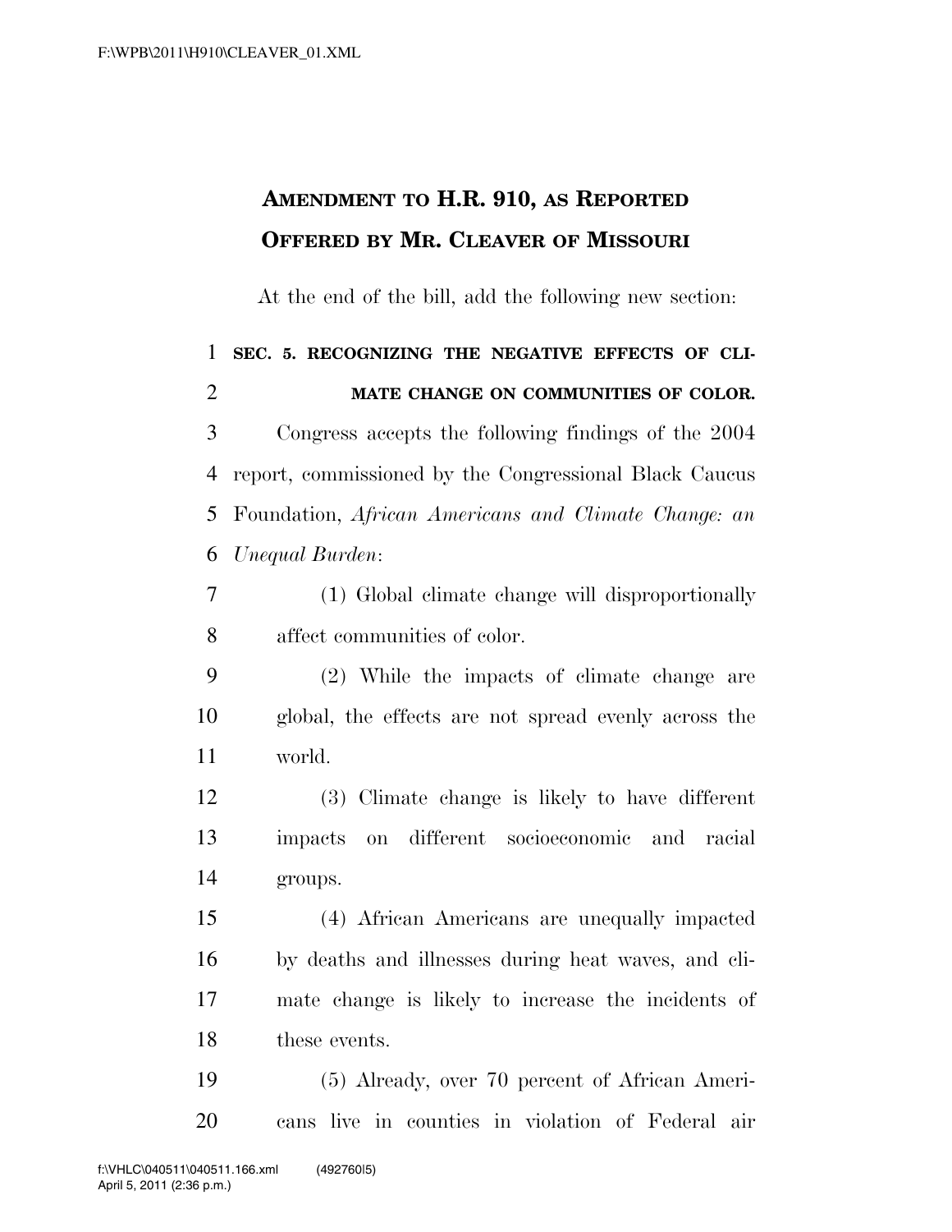# AMENDMENT TO H.R. 910, AS REPORTED
# OFFERED BY MR. CLEAVER OF MISSOURI

At the end of the bill, add the following new section:

**SEC. 5. RECOGNIZING THE NEGATIVE EFFECTS OF CLIMATE CHANGE ON COMMUNITIES OF COLOR.**

Congress accepts the following findings of the 2004 report, commissioned by the Congressional Black Caucus Foundation, *African Americans and Climate Change: an Unequal Burden*:

(1) Global climate change will disproportionally affect communities of color.

(2) While the impacts of climate change are global, the effects are not spread evenly across the world.

(3) Climate change is likely to have different impacts on different socioeconomic and racial groups.

(4) African Americans are unequally impacted by deaths and illnesses during heat waves, and climate change is likely to increase the incidents of these events.

(5) Already, over 70 percent of African Americans live in counties in violation of Federal air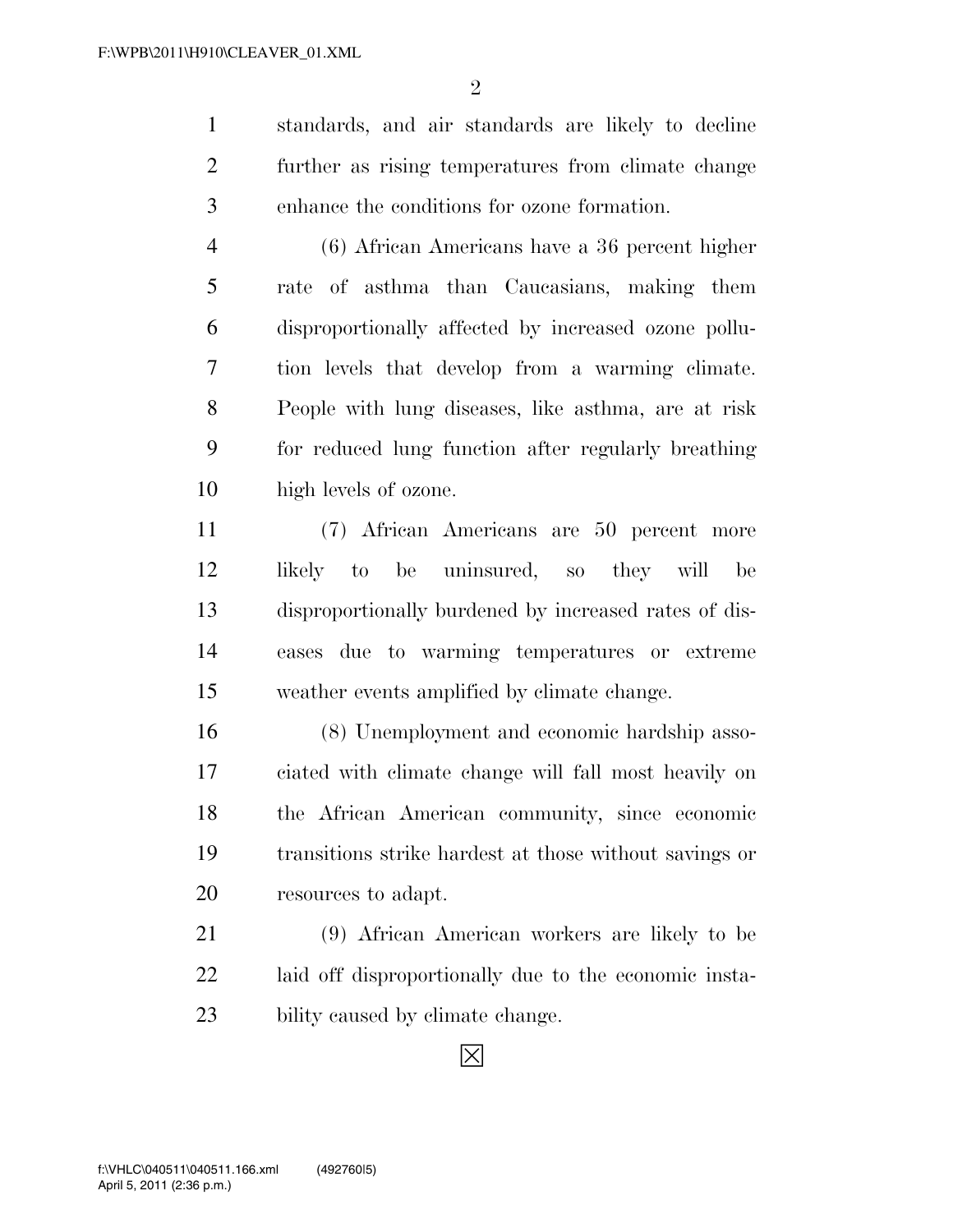standards, and air standards are likely to decline further as rising temperatures from climate change enhance the conditions for ozone formation.

(6) African Americans have a 36 percent higher rate of asthma than Caucasians, making them disproportionally affected by increased ozone pollution levels that develop from a warming climate. People with lung diseases, like asthma, are at risk for reduced lung function after regularly breathing high levels of ozone.

(7) African Americans are 50 percent more likely to be uninsured, so they will be disproportionally burdened by increased rates of diseases due to warming temperatures or extreme weather events amplified by climate change.

(8) Unemployment and economic hardship associated with climate change will fall most heavily on the African American community, since economic transitions strike hardest at those without savings or resources to adapt.

(9) African American workers are likely to be laid off disproportionally due to the economic instability caused by climate change.